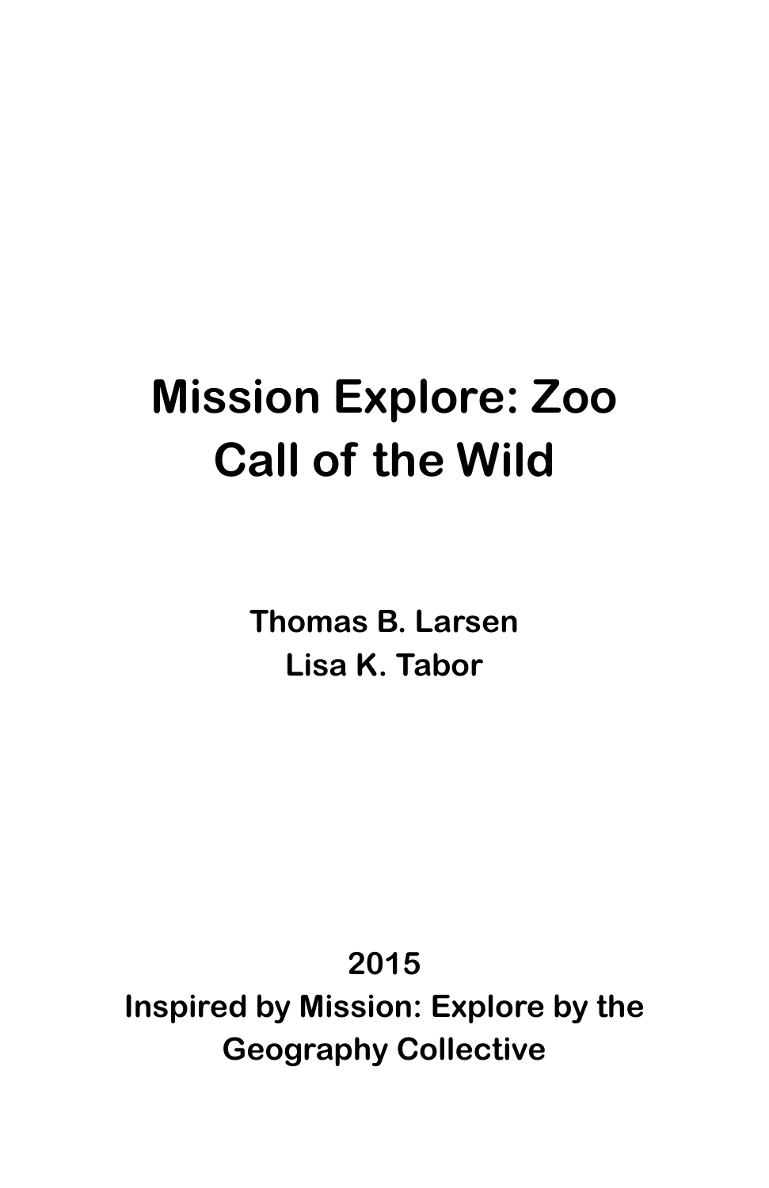# Mission Explore: Zoo
# Call of the Wild

**Thomas B. Larsen**
**Lisa K. Tabor**

**2015**
**Inspired by Mission: Explore by the Geography Collective**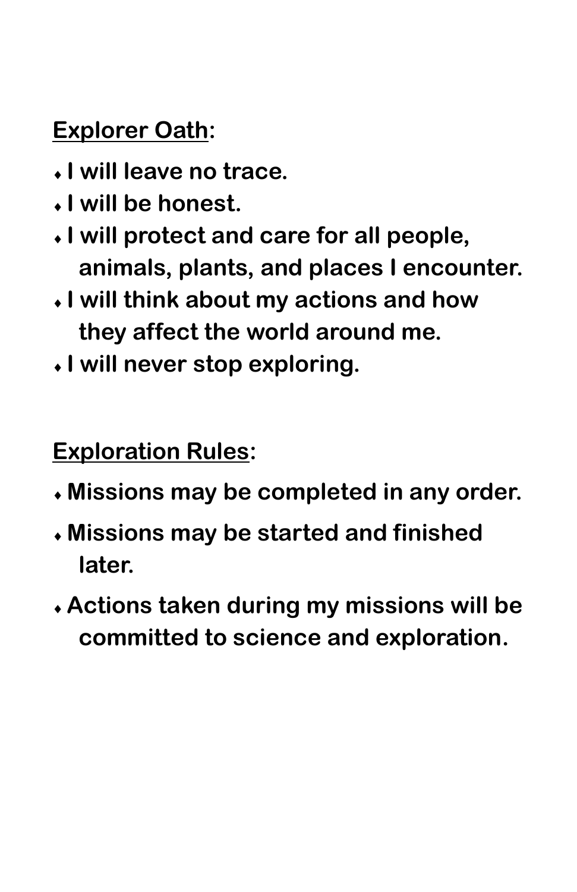**<u>Explorer Oath</u>:**

- **I will leave no trace.**
- **I will be honest.**
- **I will protect and care for all people, animals, plants, and places I encounter.**
- **I will think about my actions and how they affect the world around me.**
- **I will never stop exploring.**

**<u>Exploration Rules</u>:**

- **Missions may be completed in any order.**
- **Missions may be started and finished later.**
- **Actions taken during my missions will be committed to science and exploration.**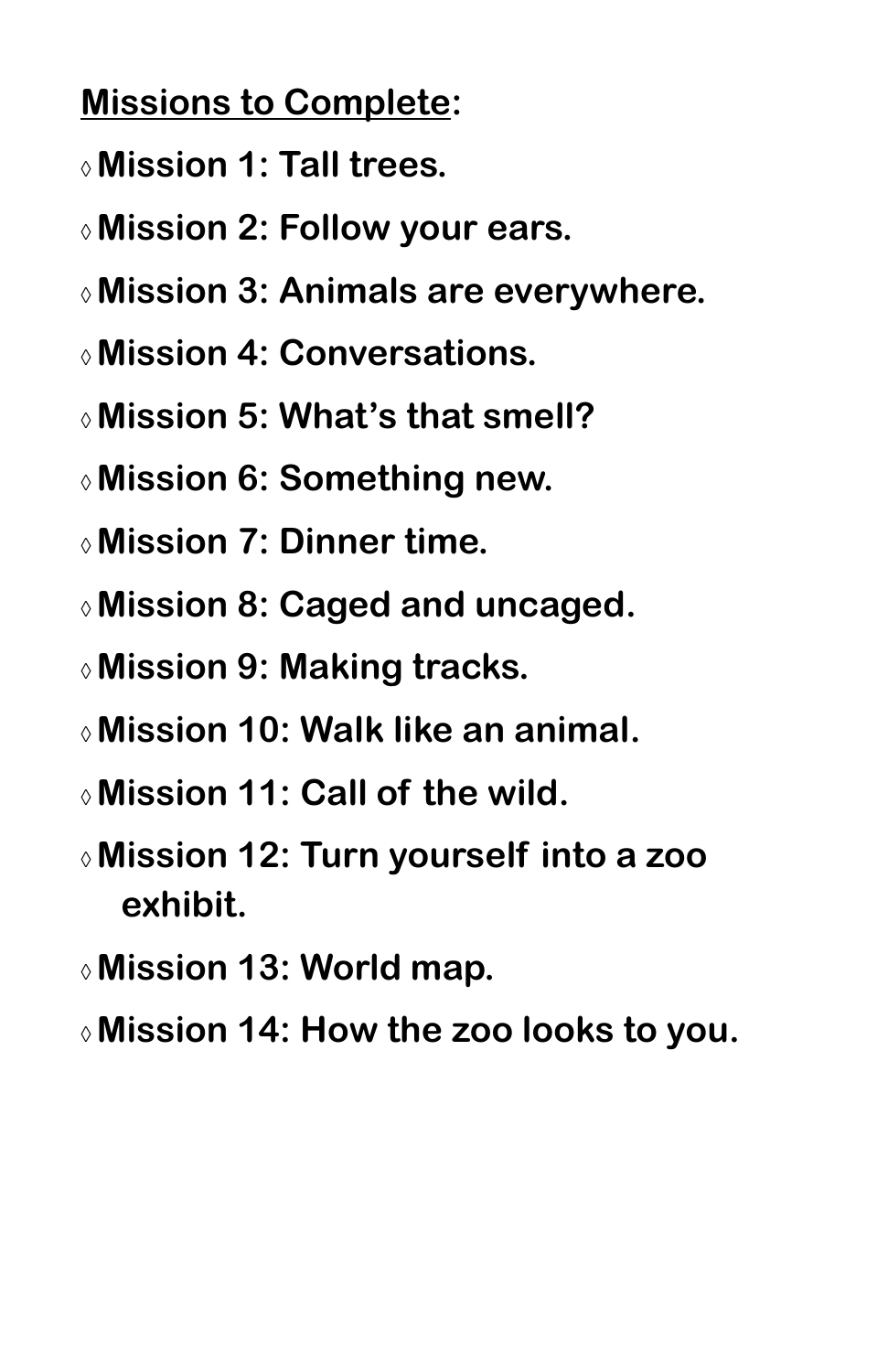<u>**Missions to Complete**</u>:

- ◊ **Mission 1: Tall trees.**
- ◊ **Mission 2: Follow your ears.**
- ◊ **Mission 3: Animals are everywhere.**
- ◊ **Mission 4: Conversations.**
- ◊ **Mission 5: What's that smell?**
- ◊ **Mission 6: Something new.**
- ◊ **Mission 7: Dinner time.**
- ◊ **Mission 8: Caged and uncaged.**
- ◊ **Mission 9: Making tracks.**
- ◊ **Mission 10: Walk like an animal.**
- ◊ **Mission 11: Call of the wild.**
- ◊ **Mission 12: Turn yourself into a zoo exhibit.**
- ◊ **Mission 13: World map.**
- ◊ **Mission 14: How the zoo looks to you.**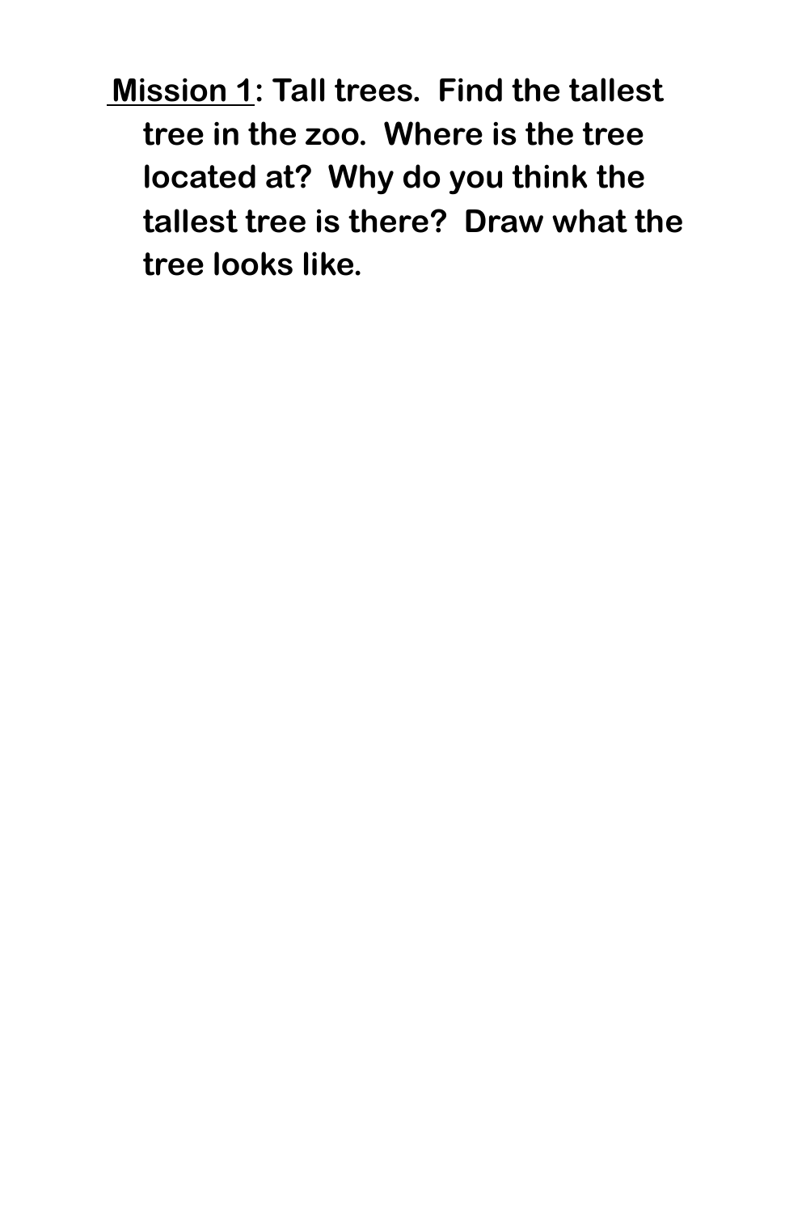<u>Mission 1</u>: **Tall trees. Find the tallest tree in the zoo. Where is the tree located at? Why do you think the tallest tree is there? Draw what the tree looks like.**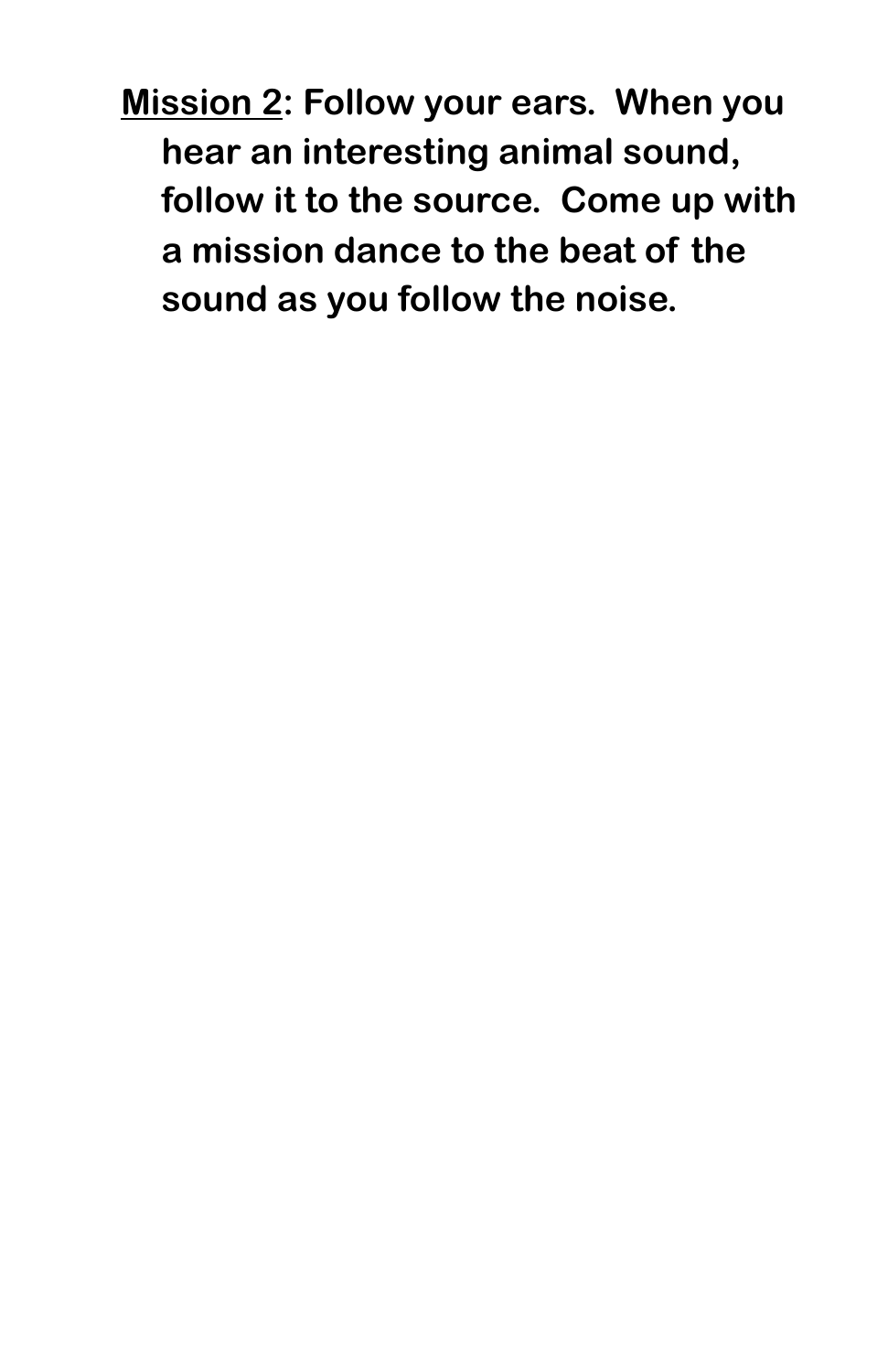**<u>Mission 2</u>: Follow your ears. When you hear an interesting animal sound, follow it to the source. Come up with a mission dance to the beat of the sound as you follow the noise.**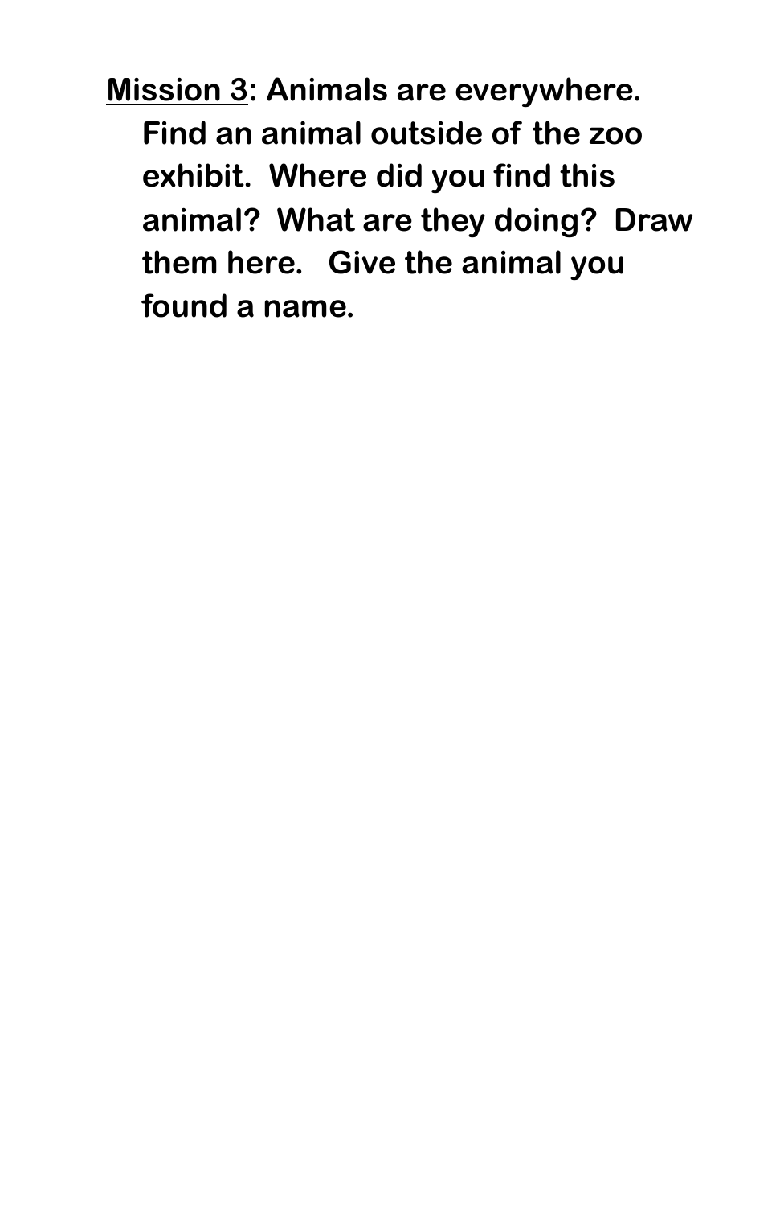**<u>Mission 3</u>: Animals are everywhere. Find an animal outside of the zoo exhibit. Where did you find this animal? What are they doing? Draw them here. Give the animal you found a name.**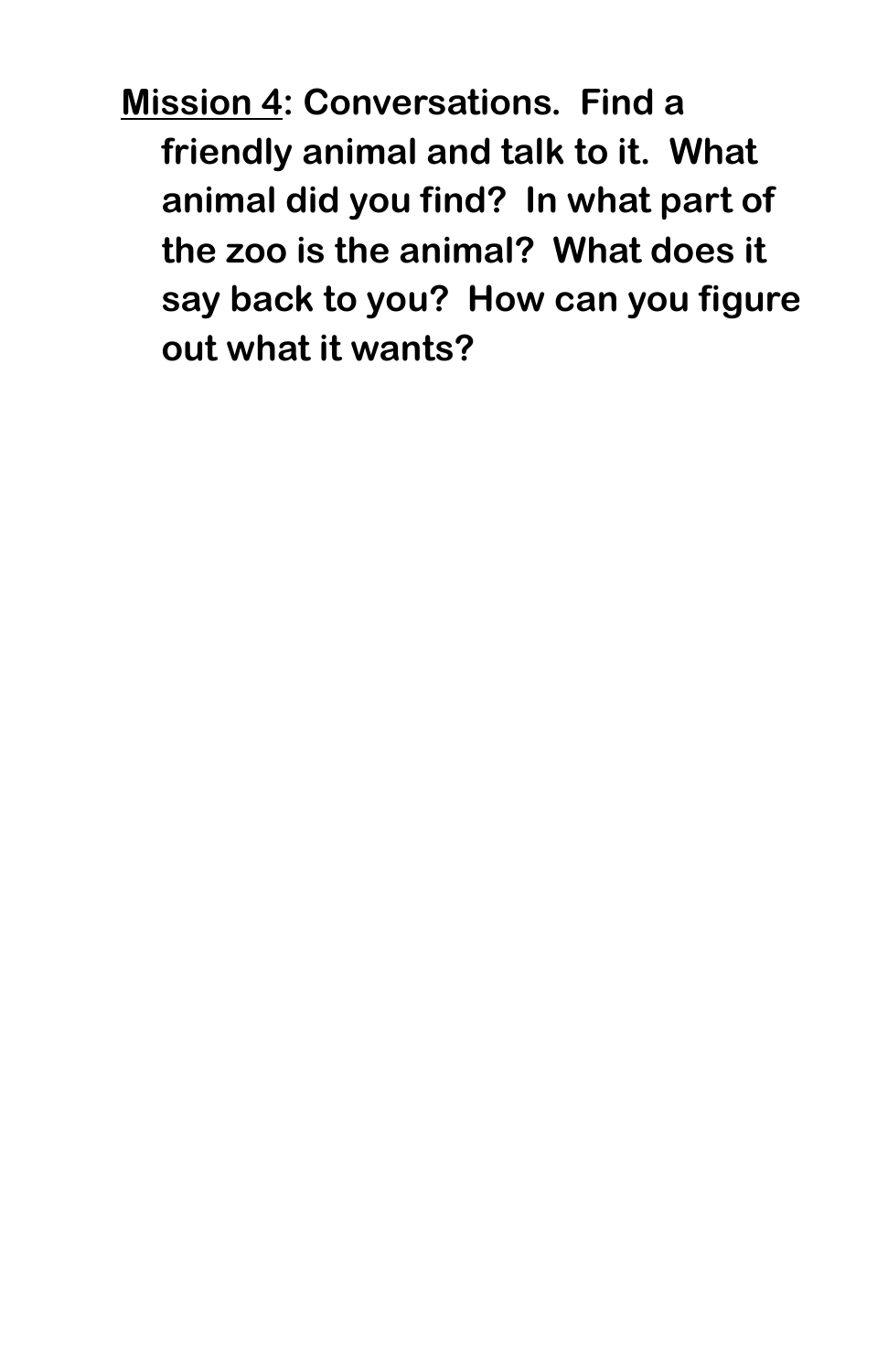**<u>Mission 4</u>: Conversations. Find a friendly animal and talk to it. What animal did you find? In what part of the zoo is the animal? What does it say back to you? How can you figure out what it wants?**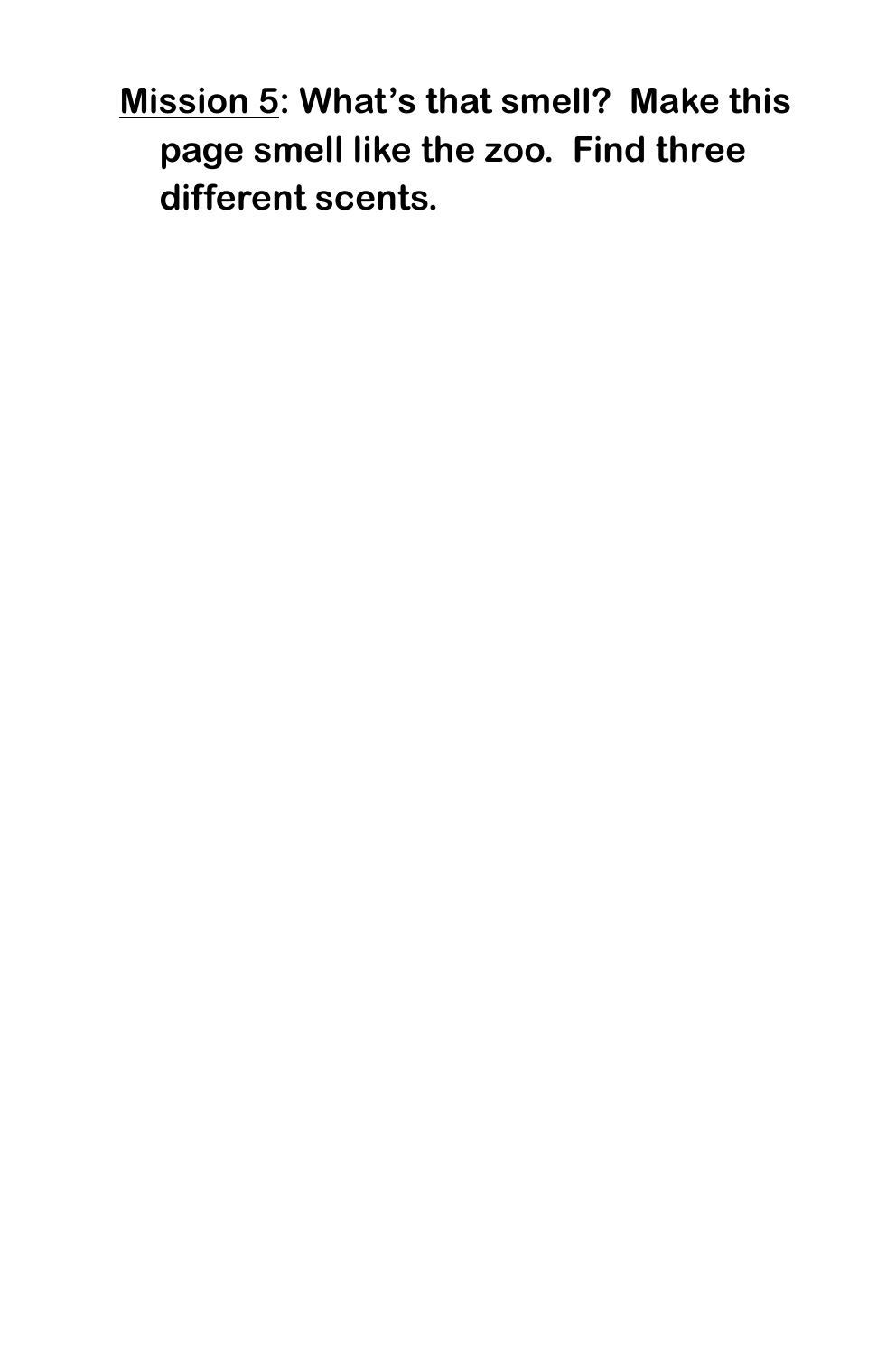**<u>Mission 5</u>: What's that smell? Make this page smell like the zoo. Find three different scents.**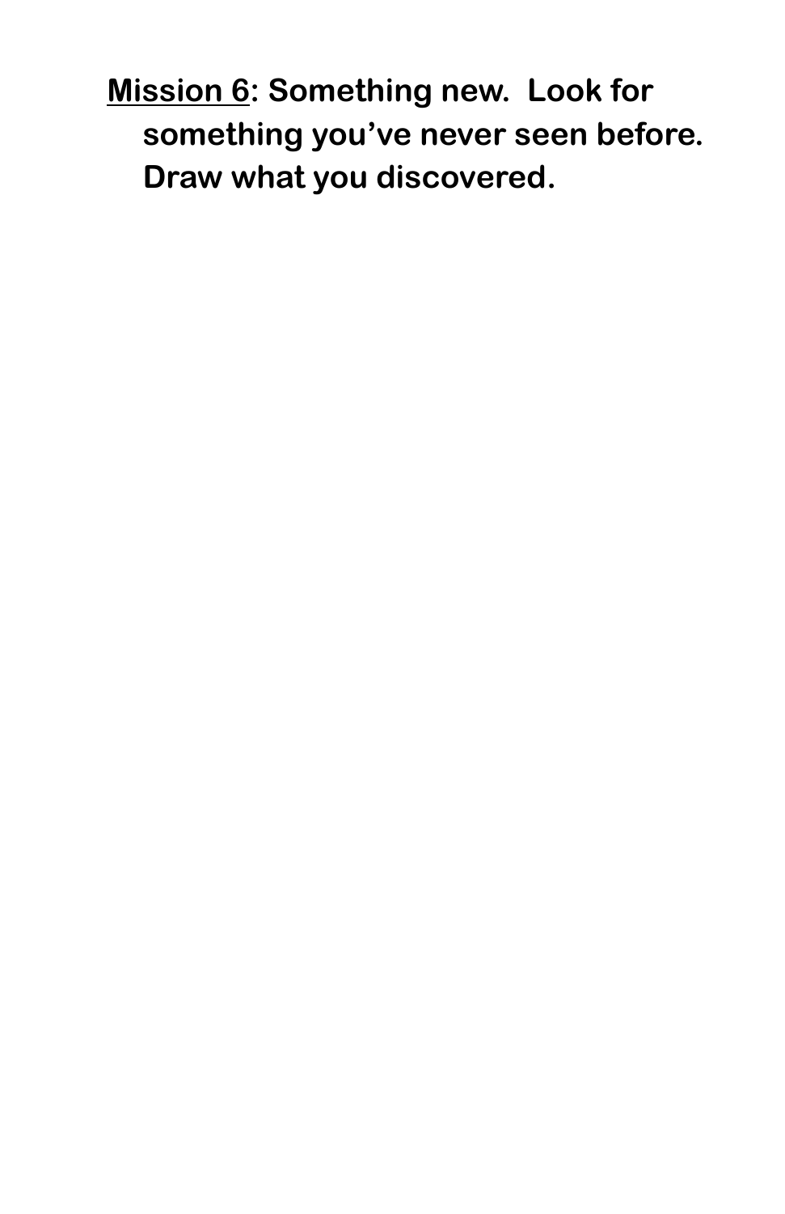**<u>Mission 6</u>: Something new. Look for something you've never seen before. Draw what you discovered.**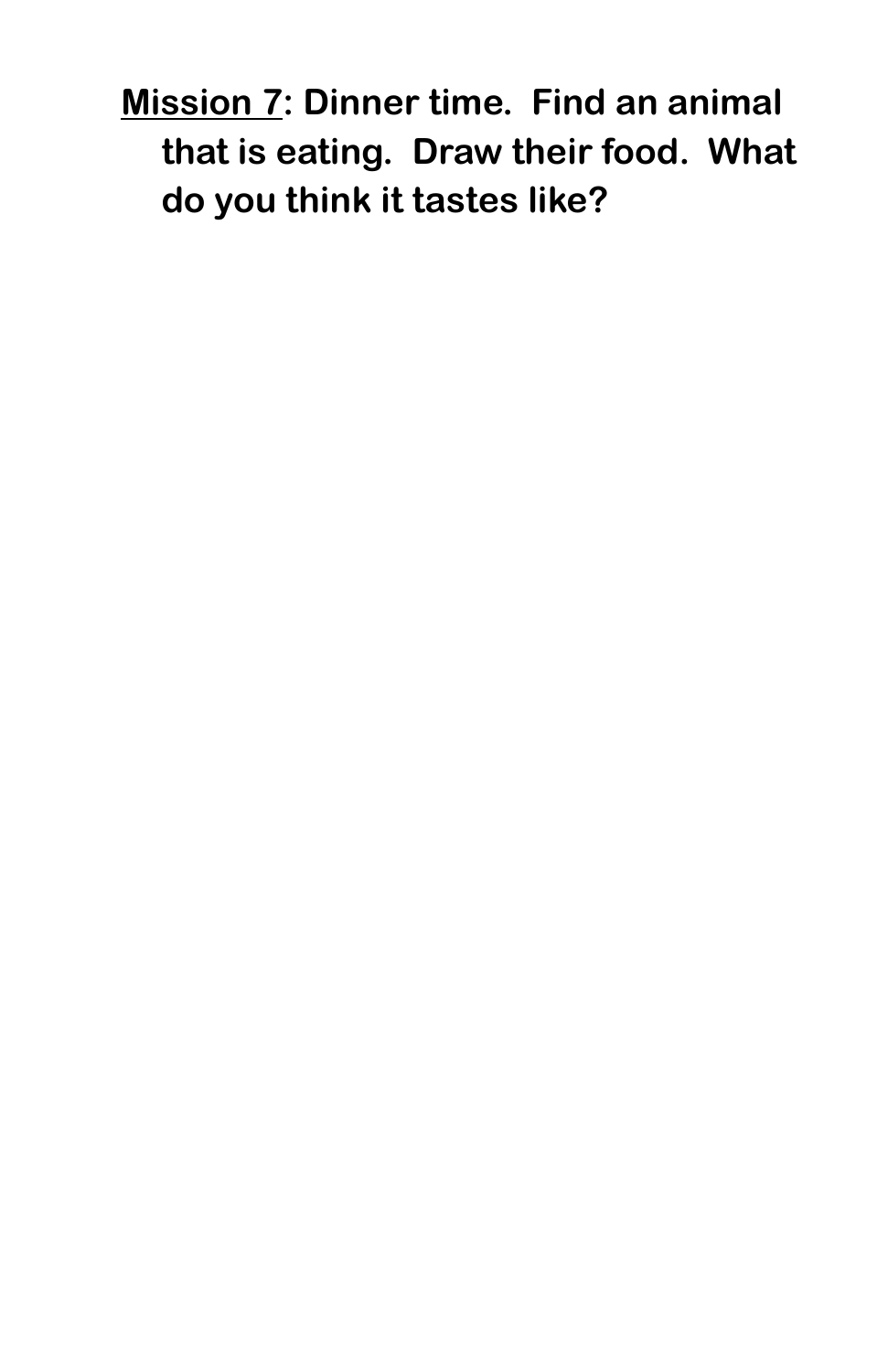**<u>Mission 7</u>: Dinner time. Find an animal that is eating. Draw their food. What do you think it tastes like?**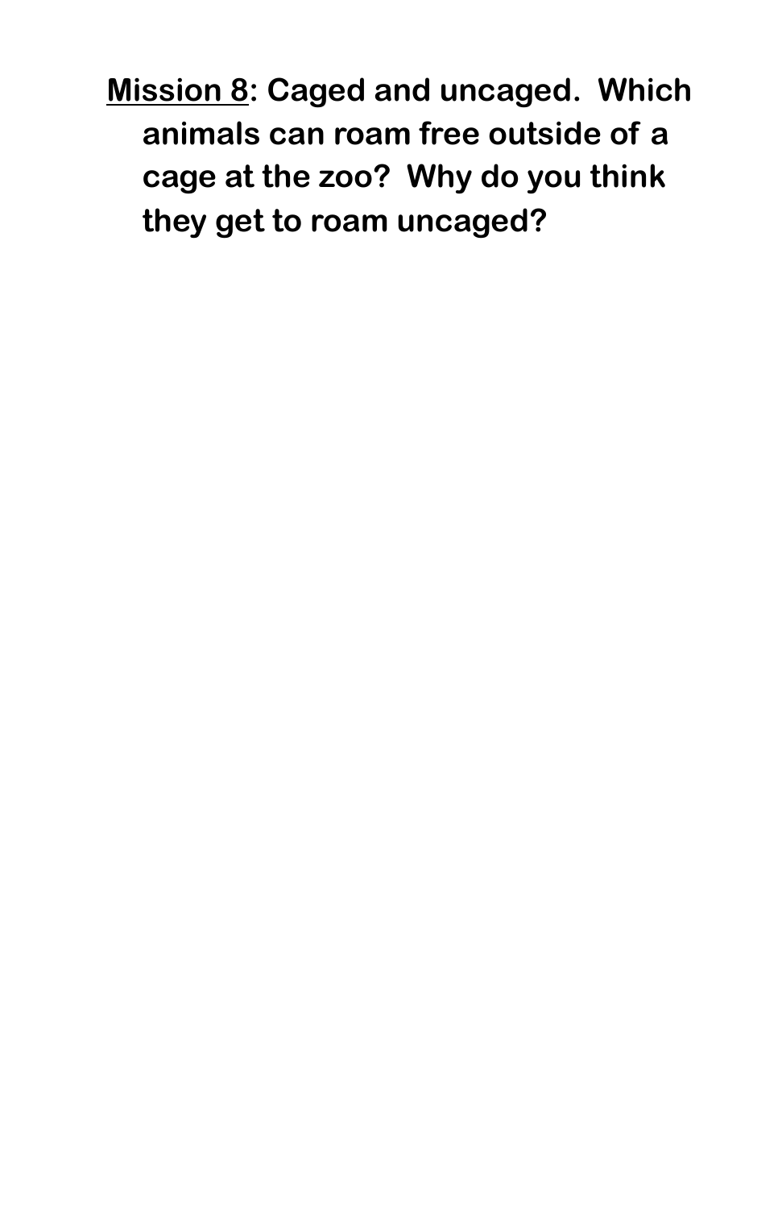**<u>Mission 8</u>: Caged and uncaged. Which animals can roam free outside of a cage at the zoo? Why do you think they get to roam uncaged?**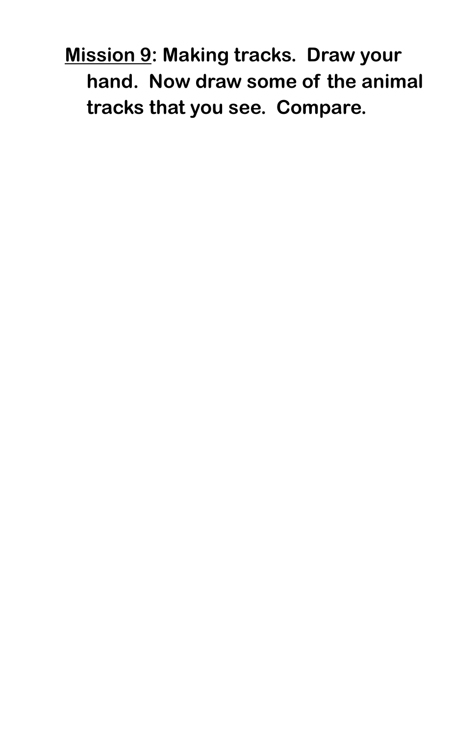**<u>Mission 9</u>: Making tracks. Draw your hand. Now draw some of the animal tracks that you see. Compare.**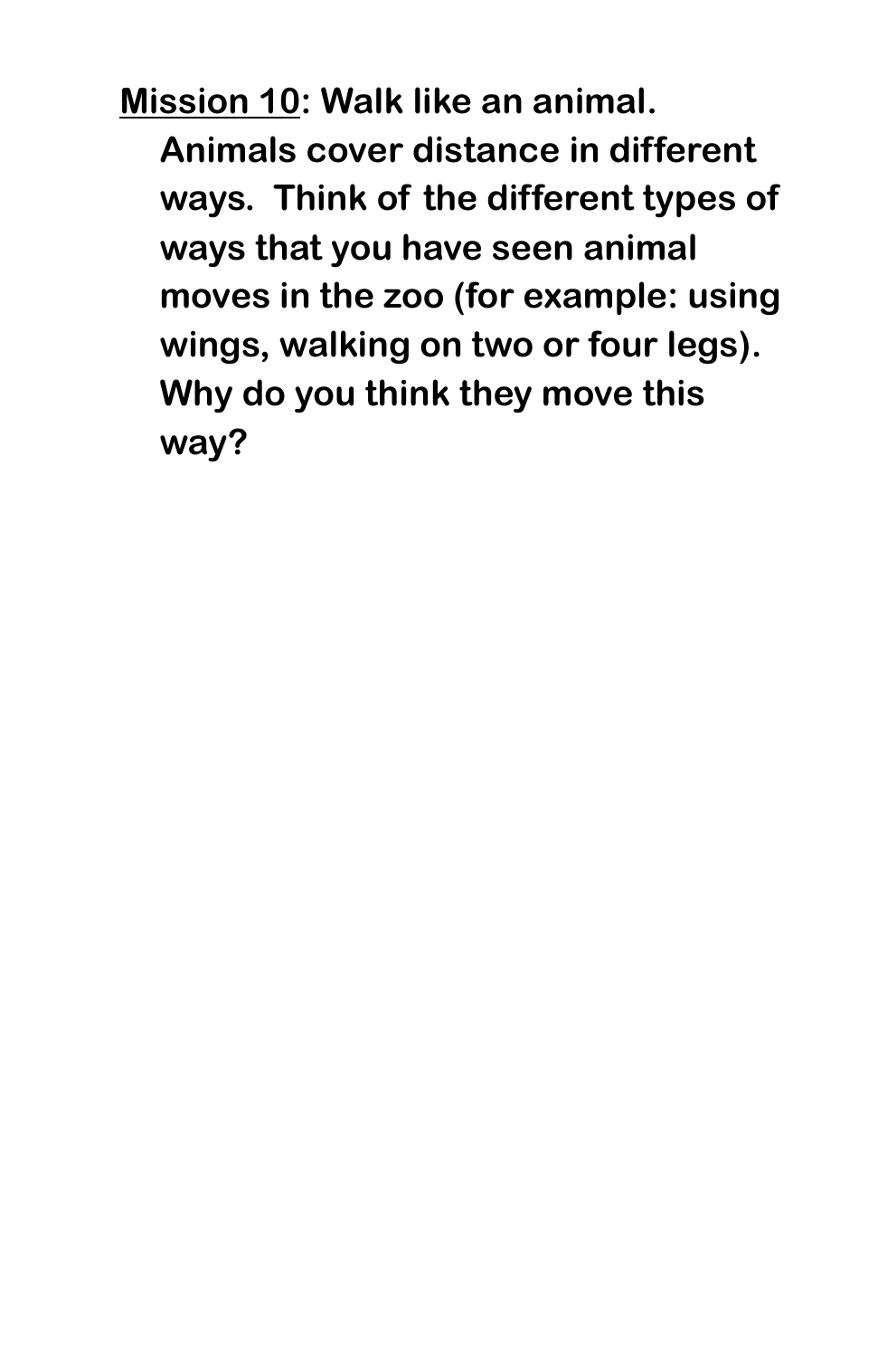**<u>Mission 10</u>: Walk like an animal. Animals cover distance in different ways. Think of the different types of ways that you have seen animal moves in the zoo (for example: using wings, walking on two or four legs). Why do you think they move this way?**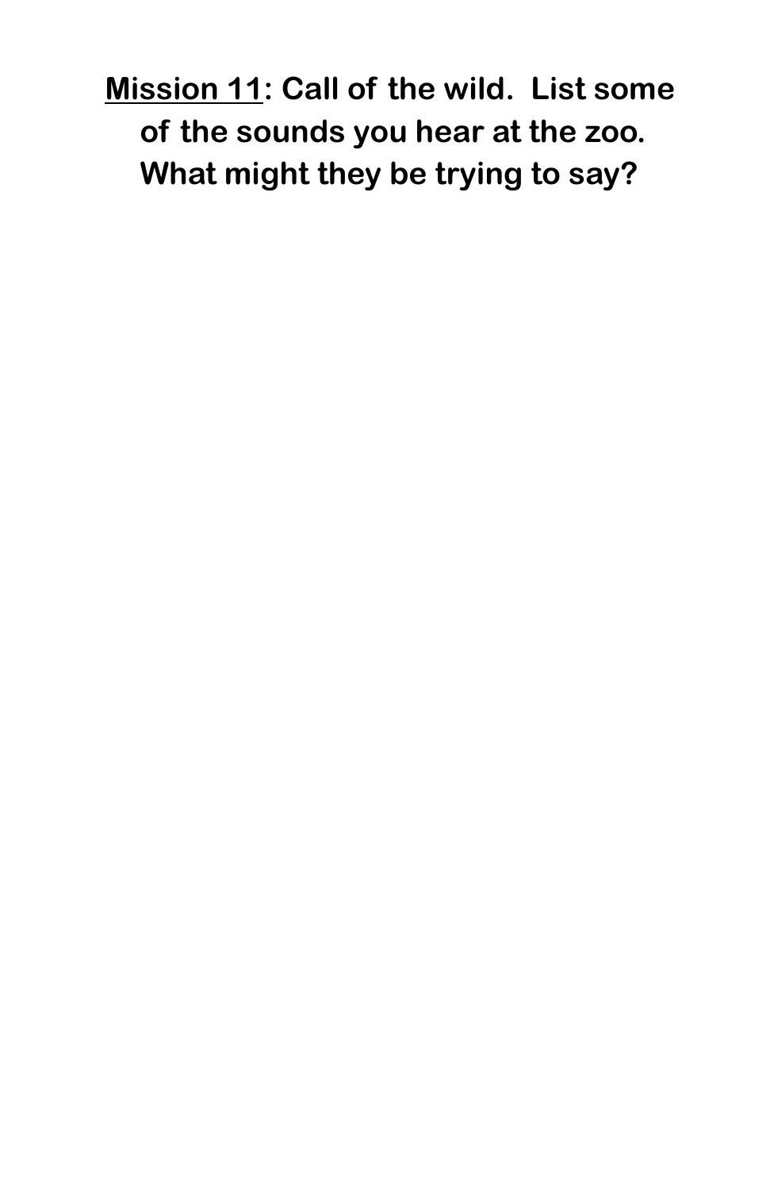**<u>Mission 11</u>: Call of the wild. List some of the sounds you hear at the zoo. What might they be trying to say?**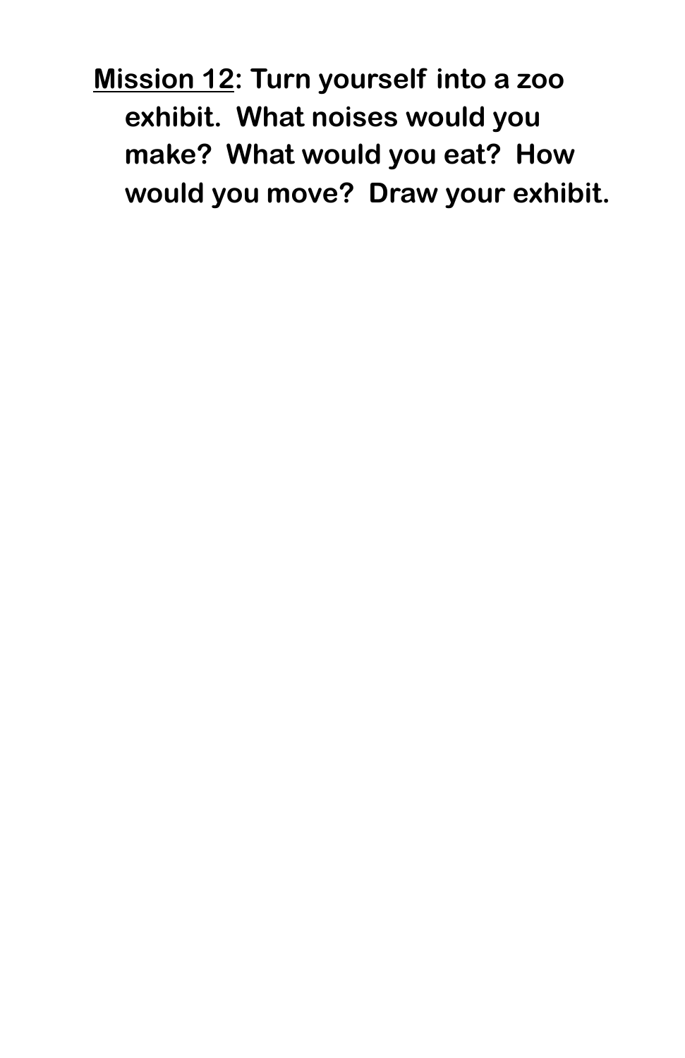**<u>Mission 12</u>: Turn yourself into a zoo exhibit. What noises would you make? What would you eat? How would you move? Draw your exhibit.**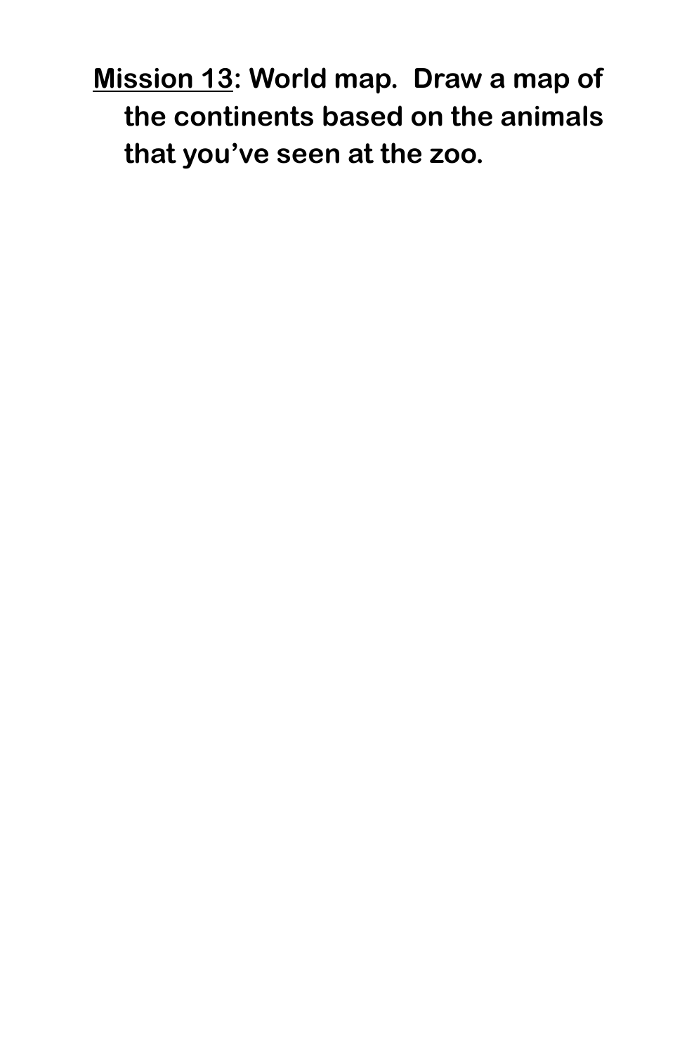**<u>Mission 13</u>: World map. Draw a map of the continents based on the animals that you've seen at the zoo.**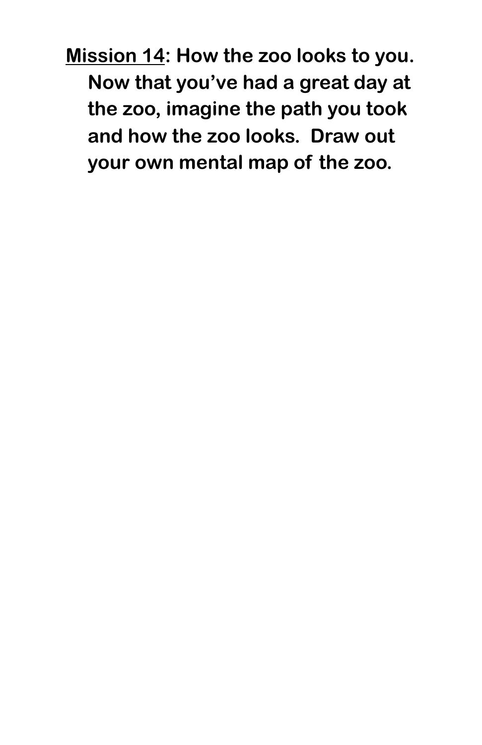**<u>Mission 14</u>: How the zoo looks to you. Now that you've had a great day at the zoo, imagine the path you took and how the zoo looks. Draw out your own mental map of the zoo.**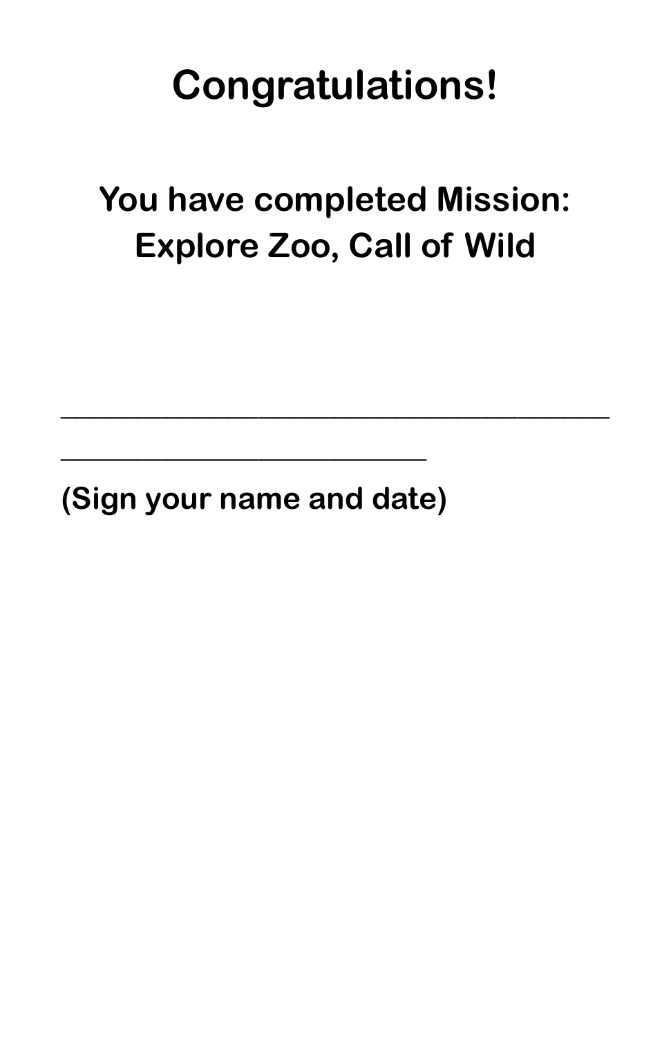# Congratulations!

## You have completed Mission: Explore Zoo, Call of Wild

________________________________________

___________________________

**(Sign your name and date)**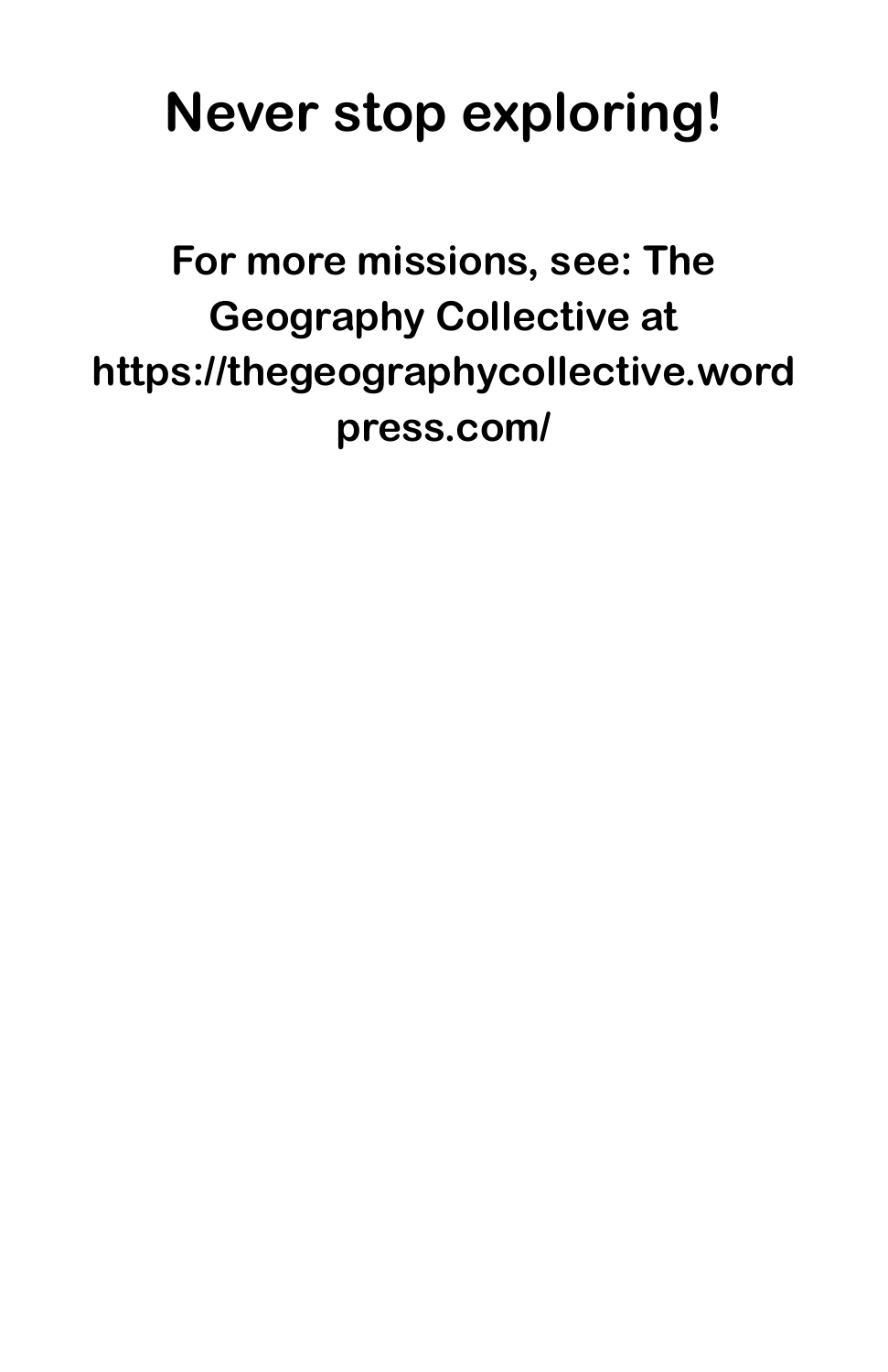# Never stop exploring!

**For more missions, see: The Geography Collective at https://thegeographycollective.wordpress.com/**